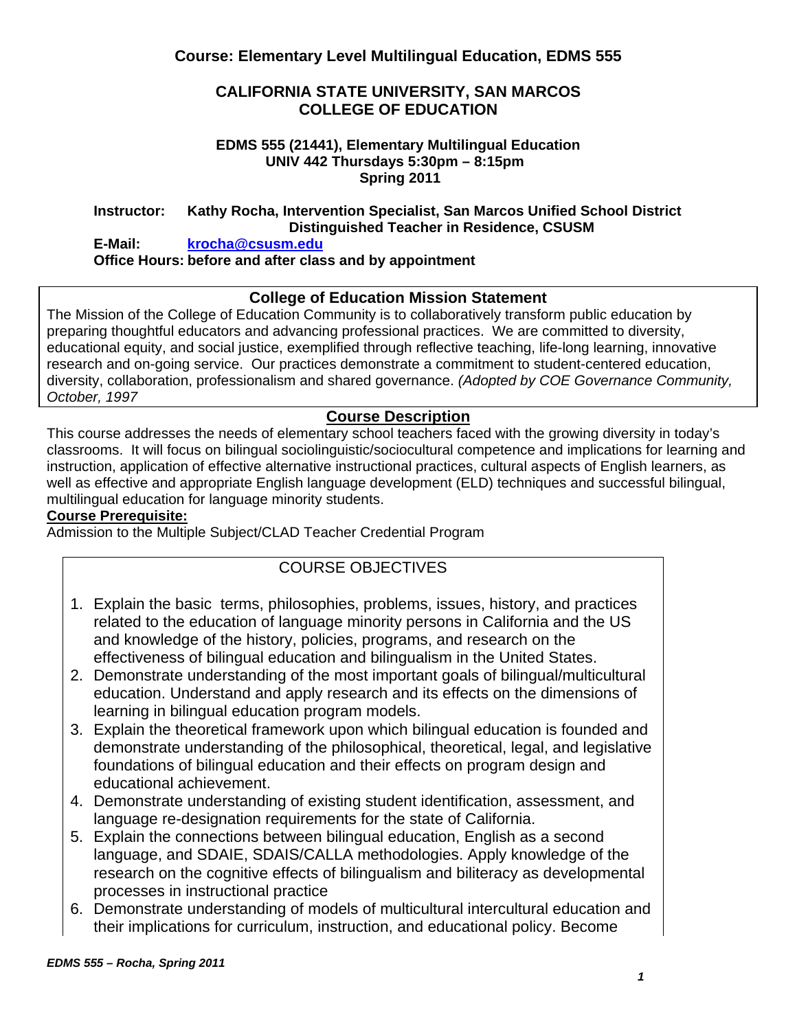## Course: Elementary Level Multilingual Education, EDMS 555

## CALIFORNIA STATE UNIVERSITY, SAN MARCOS
## COLLEGE OF EDUCATION

**EDMS 555 (21441), Elementary Multilingual Education**
**UNIV 442 Thursdays 5:30pm – 8:15pm**
**Spring 2011**

**Instructor:** **Kathy Rocha, Intervention Specialist, San Marcos Unified School District**
**Distinguished Teacher in Residence, CSUSM**
**E-Mail:** **krocha@csusm.edu**
**Office Hours: before and after class and by appointment**

### College of Education Mission Statement

The Mission of the College of Education Community is to collaboratively transform public education by preparing thoughtful educators and advancing professional practices. We are committed to diversity, educational equity, and social justice, exemplified through reflective teaching, life-long learning, innovative research and on-going service. Our practices demonstrate a commitment to student-centered education, diversity, collaboration, professionalism and shared governance. *(Adopted by COE Governance Community, October, 1997*

### Course Description

This course addresses the needs of elementary school teachers faced with the growing diversity in today's classrooms. It will focus on bilingual sociolinguistic/sociocultural competence and implications for learning and instruction, application of effective alternative instructional practices, cultural aspects of English learners, as well as effective and appropriate English language development (ELD) techniques and successful bilingual, multilingual education for language minority students.

**Course Prerequisite:**
Admission to the Multiple Subject/CLAD Teacher Credential Program

### COURSE OBJECTIVES

1. Explain the basic terms, philosophies, problems, issues, history, and practices related to the education of language minority persons in California and the US and knowledge of the history, policies, programs, and research on the effectiveness of bilingual education and bilingualism in the United States.
2. Demonstrate understanding of the most important goals of bilingual/multicultural education. Understand and apply research and its effects on the dimensions of learning in bilingual education program models.
3. Explain the theoretical framework upon which bilingual education is founded and demonstrate understanding of the philosophical, theoretical, legal, and legislative foundations of bilingual education and their effects on program design and educational achievement.
4. Demonstrate understanding of existing student identification, assessment, and language re-designation requirements for the state of California.
5. Explain the connections between bilingual education, English as a second language, and SDAIE, SDAIS/CALLA methodologies. Apply knowledge of the research on the cognitive effects of bilingualism and biliteracy as developmental processes in instructional practice
6. Demonstrate understanding of models of multicultural intercultural education and their implications for curriculum, instruction, and educational policy. Become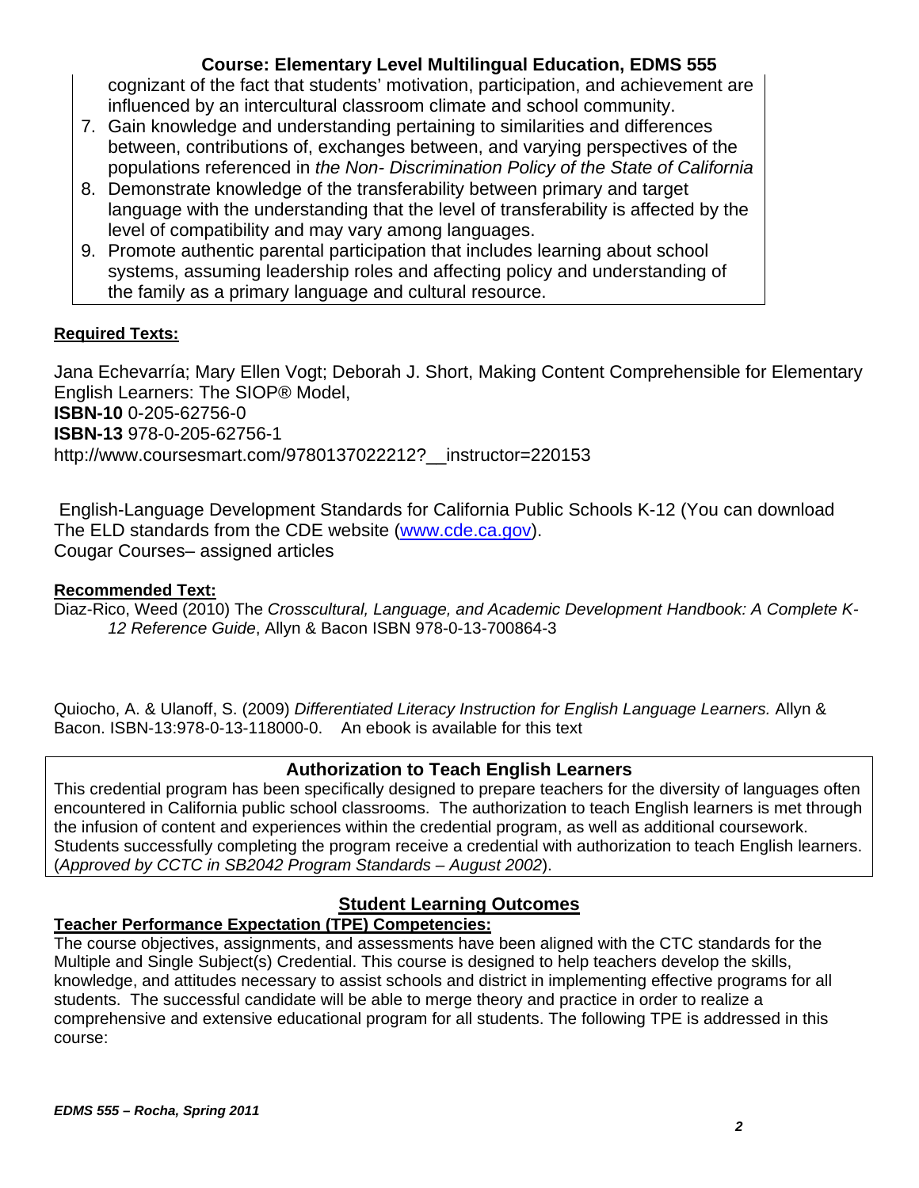cognizant of the fact that students' motivation, participation, and achievement are influenced by an intercultural classroom climate and school community.

7. Gain knowledge and understanding pertaining to similarities and differences between, contributions of, exchanges between, and varying perspectives of the populations referenced in *the Non- Discrimination Policy of the State of California*
8. Demonstrate knowledge of the transferability between primary and target language with the understanding that the level of transferability is affected by the level of compatibility and may vary among languages.
9. Promote authentic parental participation that includes learning about school systems, assuming leadership roles and affecting policy and understanding of the family as a primary language and cultural resource.

**Required Texts:**

Jana Echevarría; Mary Ellen Vogt; Deborah J. Short, Making Content Comprehensible for Elementary English Learners: The SIOP® Model,
**ISBN-10** 0-205-62756-0
**ISBN-13** 978-0-205-62756-1
http://www.coursesmart.com/9780137022212?__instructor=220153

English-Language Development Standards for California Public Schools K-12 (You can download The ELD standards from the CDE website (www.cde.ca.gov).
Cougar Courses– assigned articles

**Recommended Text:**

Diaz-Rico, Weed (2010) The *Crosscultural, Language, and Academic Development Handbook: A Complete K-12 Reference Guide*, Allyn & Bacon ISBN 978-0-13-700864-3

Quiocho, A. & Ulanoff, S. (2009) *Differentiated Literacy Instruction for English Language Learners.* Allyn & Bacon. ISBN-13:978-0-13-118000-0. An ebook is available for this text

## Authorization to Teach English Learners

This credential program has been specifically designed to prepare teachers for the diversity of languages often encountered in California public school classrooms. The authorization to teach English learners is met through the infusion of content and experiences within the credential program, as well as additional coursework. Students successfully completing the program receive a credential with authorization to teach English learners. (*Approved by CCTC in SB2042 Program Standards – August 2002*).

## Student Learning Outcomes

**Teacher Performance Expectation (TPE) Competencies:**

The course objectives, assignments, and assessments have been aligned with the CTC standards for the Multiple and Single Subject(s) Credential. This course is designed to help teachers develop the skills, knowledge, and attitudes necessary to assist schools and district in implementing effective programs for all students. The successful candidate will be able to merge theory and practice in order to realize a comprehensive and extensive educational program for all students. The following TPE is addressed in this course: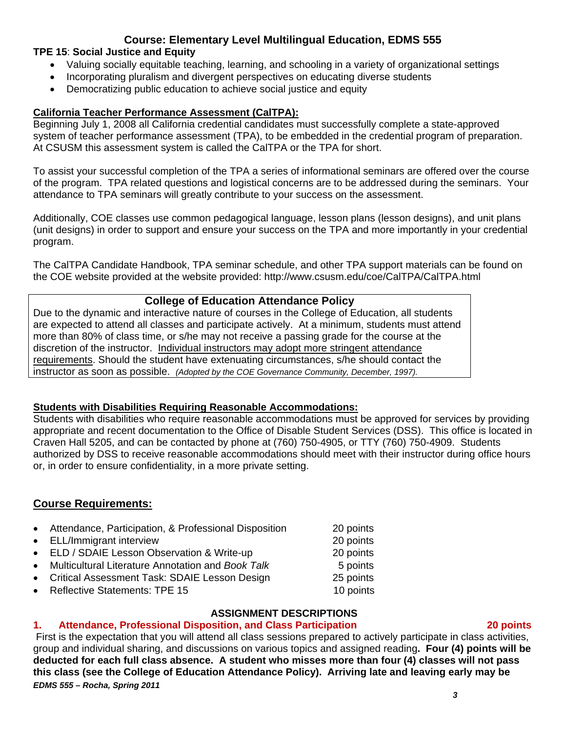## Course: Elementary Level Multilingual Education, EDMS 555

**TPE 15**: **Social Justice and Equity**

- Valuing socially equitable teaching, learning, and schooling in a variety of organizational settings
- Incorporating pluralism and divergent perspectives on educating diverse students
- Democratizing public education to achieve social justice and equity

**California Teacher Performance Assessment (CalTPA):**

Beginning July 1, 2008 all California credential candidates must successfully complete a state-approved system of teacher performance assessment (TPA), to be embedded in the credential program of preparation. At CSUSM this assessment system is called the CalTPA or the TPA for short.

To assist your successful completion of the TPA a series of informational seminars are offered over the course of the program. TPA related questions and logistical concerns are to be addressed during the seminars. Your attendance to TPA seminars will greatly contribute to your success on the assessment.

Additionally, COE classes use common pedagogical language, lesson plans (lesson designs), and unit plans (unit designs) in order to support and ensure your success on the TPA and more importantly in your credential program.

The CalTPA Candidate Handbook, TPA seminar schedule, and other TPA support materials can be found on the COE website provided at the website provided: http://www.csusm.edu/coe/CalTPA/CalTPA.html

**College of Education Attendance Policy**

Due to the dynamic and interactive nature of courses in the College of Education, all students are expected to attend all classes and participate actively. At a minimum, students must attend more than 80% of class time, or s/he may not receive a passing grade for the course at the discretion of the instructor. Individual instructors may adopt more stringent attendance requirements. Should the student have extenuating circumstances, s/he should contact the instructor as soon as possible. *(Adopted by the COE Governance Community, December, 1997).*

**Students with Disabilities Requiring Reasonable Accommodations:**

Students with disabilities who require reasonable accommodations must be approved for services by providing appropriate and recent documentation to the Office of Disable Student Services (DSS). This office is located in Craven Hall 5205, and can be contacted by phone at (760) 750-4905, or TTY (760) 750-4909. Students authorized by DSS to receive reasonable accommodations should meet with their instructor during office hours or, in order to ensure confidentiality, in a more private setting.

## Course Requirements:

- Attendance, Participation, & Professional Disposition — 20 points
- ELL/Immigrant interview — 20 points
- ELD / SDAIE Lesson Observation & Write-up — 20 points
- Multicultural Literature Annotation and *Book Talk* — 5 points
- Critical Assessment Task: SDAIE Lesson Design — 25 points
- Reflective Statements: TPE 15 — 10 points

### ASSIGNMENT DESCRIPTIONS

**1. Attendance, Professional Disposition, and Class Participation — 20 points**

First is the expectation that you will attend all class sessions prepared to actively participate in class activities, group and individual sharing, and discussions on various topics and assigned reading**. Four (4) points will be deducted for each full class absence. A student who misses more than four (4) classes will not pass this class (see the College of Education Attendance Policy). Arriving late and leaving early may be**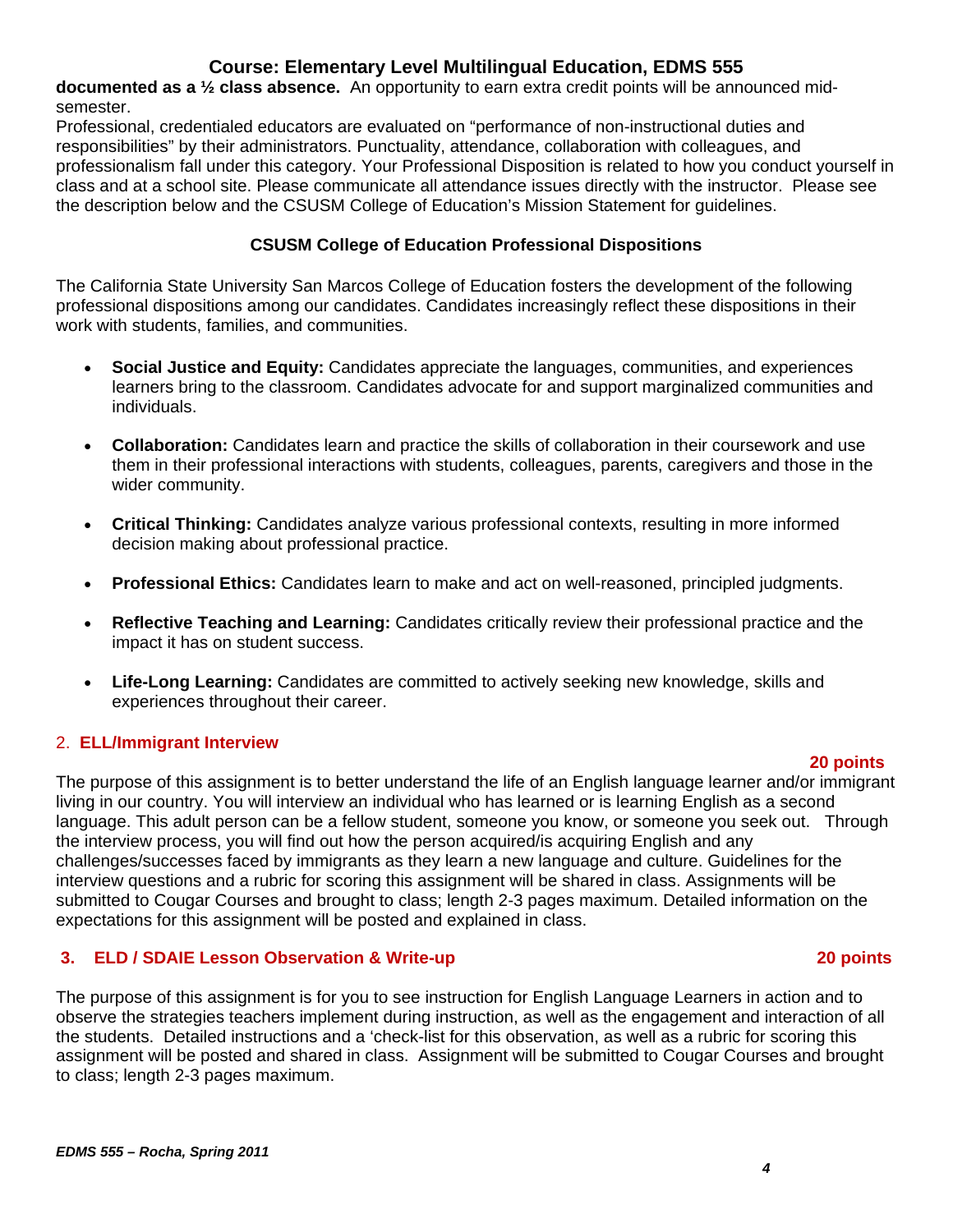**documented as a ½ class absence.** An opportunity to earn extra credit points will be announced mid-semester.

Professional, credentialed educators are evaluated on "performance of non-instructional duties and responsibilities" by their administrators. Punctuality, attendance, collaboration with colleagues, and professionalism fall under this category. Your Professional Disposition is related to how you conduct yourself in class and at a school site. Please communicate all attendance issues directly with the instructor. Please see the description below and the CSUSM College of Education's Mission Statement for guidelines.

### CSUSM College of Education Professional Dispositions

The California State University San Marcos College of Education fosters the development of the following professional dispositions among our candidates. Candidates increasingly reflect these dispositions in their work with students, families, and communities.

- **Social Justice and Equity:** Candidates appreciate the languages, communities, and experiences learners bring to the classroom. Candidates advocate for and support marginalized communities and individuals.
- **Collaboration:** Candidates learn and practice the skills of collaboration in their coursework and use them in their professional interactions with students, colleagues, parents, caregivers and those in the wider community.
- **Critical Thinking:** Candidates analyze various professional contexts, resulting in more informed decision making about professional practice.
- **Professional Ethics:** Candidates learn to make and act on well-reasoned, principled judgments.
- **Reflective Teaching and Learning:** Candidates critically review their professional practice and the impact it has on student success.
- **Life-Long Learning:** Candidates are committed to actively seeking new knowledge, skills and experiences throughout their career.

### 2. ELL/Immigrant Interview

**20 points**

The purpose of this assignment is to better understand the life of an English language learner and/or immigrant living in our country. You will interview an individual who has learned or is learning English as a second language. This adult person can be a fellow student, someone you know, or someone you seek out. Through the interview process, you will find out how the person acquired/is acquiring English and any challenges/successes faced by immigrants as they learn a new language and culture. Guidelines for the interview questions and a rubric for scoring this assignment will be shared in class. Assignments will be submitted to Cougar Courses and brought to class; length 2-3 pages maximum. Detailed information on the expectations for this assignment will be posted and explained in class.

### 3. ELD / SDAIE Lesson Observation & Write-up — 20 points

The purpose of this assignment is for you to see instruction for English Language Learners in action and to observe the strategies teachers implement during instruction, as well as the engagement and interaction of all the students. Detailed instructions and a 'check-list for this observation, as well as a rubric for scoring this assignment will be posted and shared in class. Assignment will be submitted to Cougar Courses and brought to class; length 2-3 pages maximum.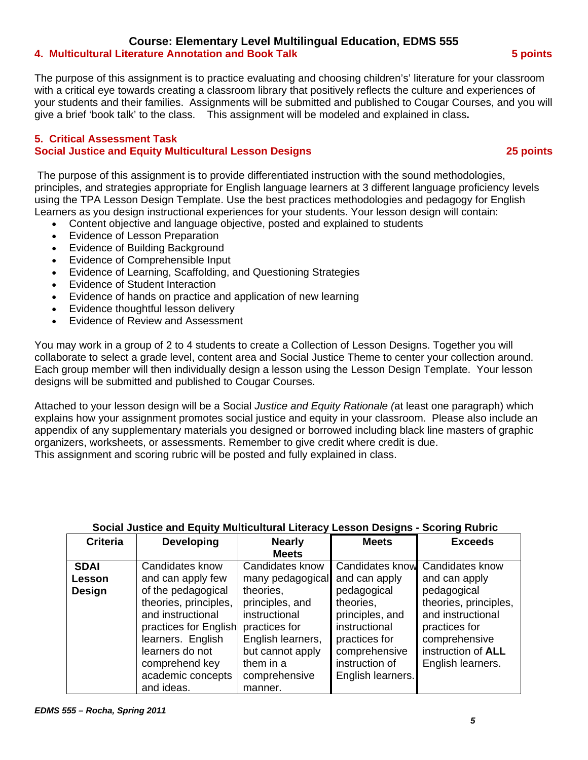## Course: Elementary Level Multilingual Education, EDMS 555

### 4. Multicultural Literature Annotation and Book Talk — 5 points

The purpose of this assignment is to practice evaluating and choosing children's' literature for your classroom with a critical eye towards creating a classroom library that positively reflects the culture and experiences of your students and their families. Assignments will be submitted and published to Cougar Courses, and you will give a brief 'book talk' to the class. This assignment will be modeled and explained in class**.**

### 5. Critical Assessment Task
### Social Justice and Equity Multicultural Lesson Designs — 25 points

The purpose of this assignment is to provide differentiated instruction with the sound methodologies, principles, and strategies appropriate for English language learners at 3 different language proficiency levels using the TPA Lesson Design Template. Use the best practices methodologies and pedagogy for English Learners as you design instructional experiences for your students. Your lesson design will contain:

- Content objective and language objective, posted and explained to students
- Evidence of Lesson Preparation
- Evidence of Building Background
- Evidence of Comprehensible Input
- Evidence of Learning, Scaffolding, and Questioning Strategies
- Evidence of Student Interaction
- Evidence of hands on practice and application of new learning
- Evidence thoughtful lesson delivery
- Evidence of Review and Assessment

You may work in a group of 2 to 4 students to create a Collection of Lesson Designs. Together you will collaborate to select a grade level, content area and Social Justice Theme to center your collection around. Each group member will then individually design a lesson using the Lesson Design Template. Your lesson designs will be submitted and published to Cougar Courses.

Attached to your lesson design will be a Social *Justice and Equity Rationale (*at least one paragraph) which explains how your assignment promotes social justice and equity in your classroom. Please also include an appendix of any supplementary materials you designed or borrowed including black line masters of graphic organizers, worksheets, or assessments. Remember to give credit where credit is due.
This assignment and scoring rubric will be posted and fully explained in class.

**Social Justice and Equity Multicultural Literacy Lesson Designs - Scoring Rubric**

| Criteria | Developing | Nearly Meets | Meets | Exceeds |
|---|---|---|---|---|
| **SDAI Lesson Design** | Candidates know and can apply few of the pedagogical theories, principles, and instructional practices for English learners. English learners do not comprehend key academic concepts and ideas. | Candidates know many pedagogical theories, principles, and instructional practices for English learners, but cannot apply them in a comprehensive manner. | Candidates know and can apply pedagogical theories, principles, and instructional practices for comprehensive instruction of English learners. | Candidates know and can apply pedagogical theories, principles, and instructional practices for comprehensive instruction of **ALL** English learners. |

*EDMS 555 – Rocha, Spring 2011*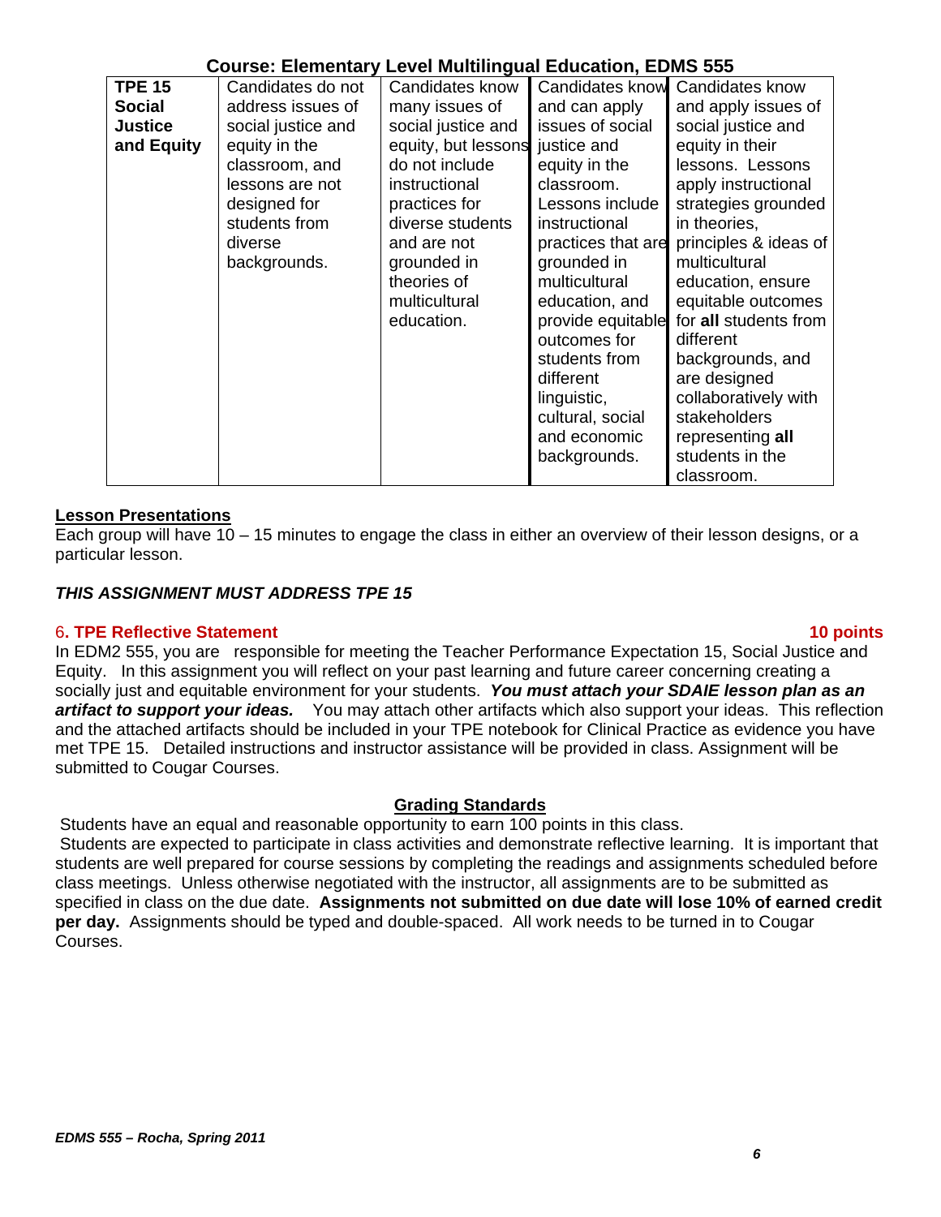**Course: Elementary Level Multilingual Education, EDMS 555**

| **TPE 15 Social Justice and Equity** | Candidates do not address issues of social justice and equity in the classroom, and lessons are not designed for students from diverse backgrounds. | Candidates know many issues of social justice and equity, but lessons do not include instructional practices for diverse students and are not grounded in theories of multicultural education. | Candidates know and can apply issues of social justice and equity in the classroom. Lessons include instructional practices that are grounded in multicultural education, and provide equitable outcomes for students from different linguistic, cultural, social and economic backgrounds. | Candidates know and apply issues of social justice and equity in their lessons. Lessons apply instructional strategies grounded in theories, principles & ideas of multicultural education, ensure equitable outcomes for **all** students from different backgrounds, and are designed collaboratively with stakeholders representing **all** students in the classroom. |
|---|---|---|---|---|

**Lesson Presentations**

Each group will have 10 – 15 minutes to engage the class in either an overview of their lesson designs, or a particular lesson.

***THIS ASSIGNMENT MUST ADDRESS TPE 15***

### 6. TPE Reflective Statement **10 points**

In EDM2 555, you are responsible for meeting the Teacher Performance Expectation 15, Social Justice and Equity. In this assignment you will reflect on your past learning and future career concerning creating a socially just and equitable environment for your students. ***You must attach your SDAIE lesson plan as an artifact to support your ideas.*** You may attach other artifacts which also support your ideas. This reflection and the attached artifacts should be included in your TPE notebook for Clinical Practice as evidence you have met TPE 15. Detailed instructions and instructor assistance will be provided in class. Assignment will be submitted to Cougar Courses.

## Grading Standards

Students have an equal and reasonable opportunity to earn 100 points in this class.

Students are expected to participate in class activities and demonstrate reflective learning. It is important that students are well prepared for course sessions by completing the readings and assignments scheduled before class meetings. Unless otherwise negotiated with the instructor, all assignments are to be submitted as specified in class on the due date. **Assignments not submitted on due date will lose 10% of earned credit per day.** Assignments should be typed and double-spaced. All work needs to be turned in to Cougar Courses.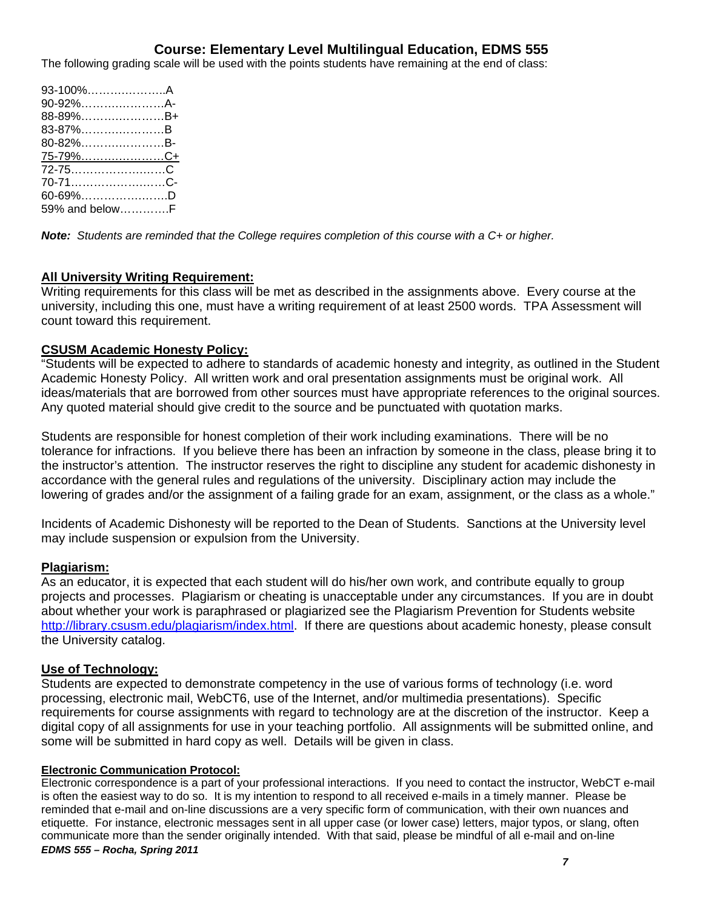## Course: Elementary Level Multilingual Education, EDMS 555

The following grading scale will be used with the points students have remaining at the end of class:

93-100%…………………A
90-92%…………………A-
88-89%…………………B+
83-87%…………………B
80-82%…………………B-
75-79%…………………C+
72-75……………………C
70-71……………………C-
60-69%…………………D
59% and below…………F

***Note:*** *Students are reminded that the College requires completion of this course with a C+ or higher.*

### All University Writing Requirement:

Writing requirements for this class will be met as described in the assignments above. Every course at the university, including this one, must have a writing requirement of at least 2500 words. TPA Assessment will count toward this requirement.

### CSUSM Academic Honesty Policy:

"Students will be expected to adhere to standards of academic honesty and integrity, as outlined in the Student Academic Honesty Policy. All written work and oral presentation assignments must be original work. All ideas/materials that are borrowed from other sources must have appropriate references to the original sources. Any quoted material should give credit to the source and be punctuated with quotation marks.

Students are responsible for honest completion of their work including examinations. There will be no tolerance for infractions. If you believe there has been an infraction by someone in the class, please bring it to the instructor's attention. The instructor reserves the right to discipline any student for academic dishonesty in accordance with the general rules and regulations of the university. Disciplinary action may include the lowering of grades and/or the assignment of a failing grade for an exam, assignment, or the class as a whole."

Incidents of Academic Dishonesty will be reported to the Dean of Students. Sanctions at the University level may include suspension or expulsion from the University.

### Plagiarism:

As an educator, it is expected that each student will do his/her own work, and contribute equally to group projects and processes. Plagiarism or cheating is unacceptable under any circumstances. If you are in doubt about whether your work is paraphrased or plagiarized see the Plagiarism Prevention for Students website http://library.csusm.edu/plagiarism/index.html. If there are questions about academic honesty, please consult the University catalog.

### Use of Technology:

Students are expected to demonstrate competency in the use of various forms of technology (i.e. word processing, electronic mail, WebCT6, use of the Internet, and/or multimedia presentations). Specific requirements for course assignments with regard to technology are at the discretion of the instructor. Keep a digital copy of all assignments for use in your teaching portfolio. All assignments will be submitted online, and some will be submitted in hard copy as well. Details will be given in class.

#### Electronic Communication Protocol:

Electronic correspondence is a part of your professional interactions. If you need to contact the instructor, WebCT e-mail is often the easiest way to do so. It is my intention to respond to all received e-mails in a timely manner. Please be reminded that e-mail and on-line discussions are a very specific form of communication, with their own nuances and etiquette. For instance, electronic messages sent in all upper case (or lower case) letters, major typos, or slang, often communicate more than the sender originally intended. With that said, please be mindful of all e-mail and on-line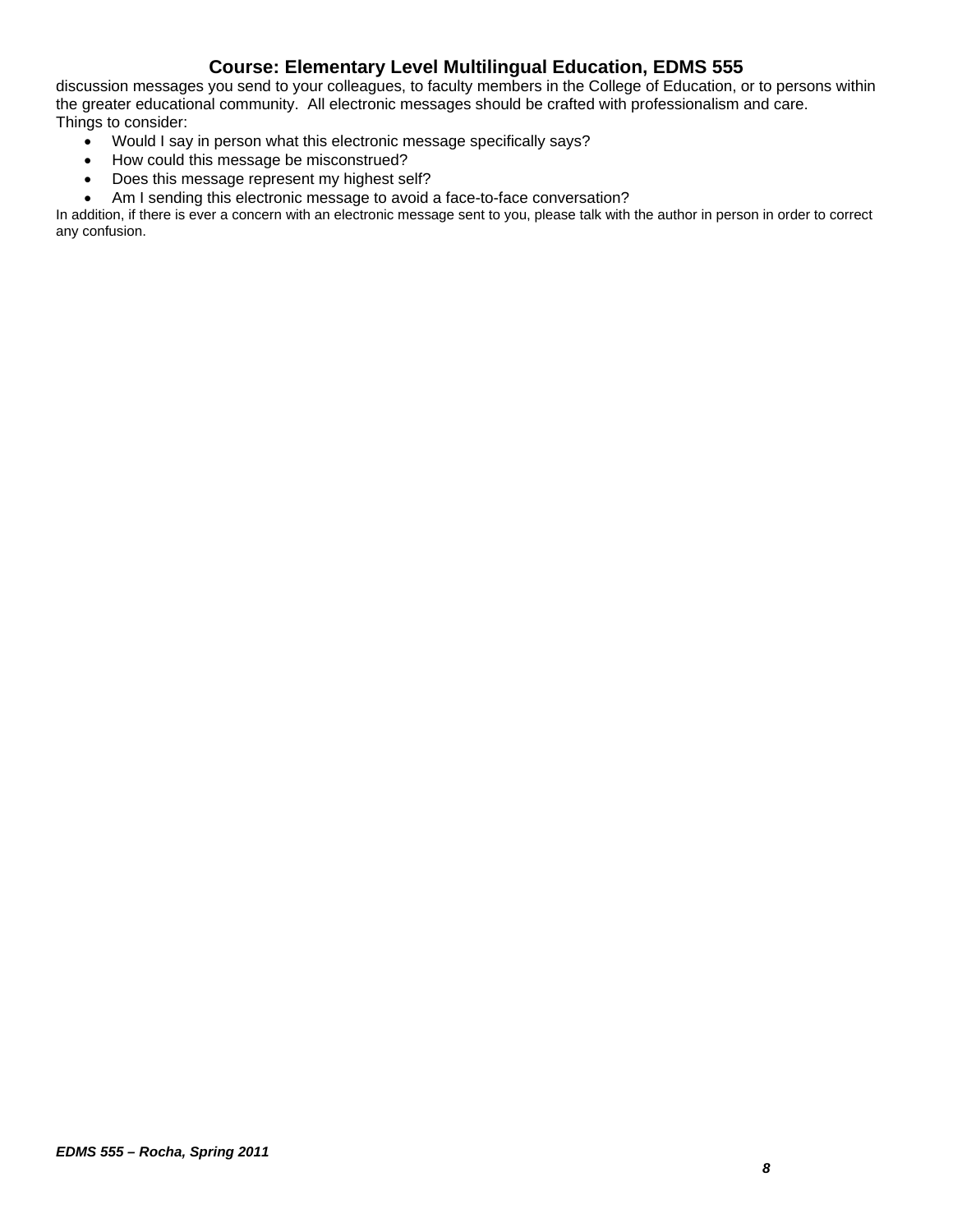discussion messages you send to your colleagues, to faculty members in the College of Education, or to persons within the greater educational community. All electronic messages should be crafted with professionalism and care.
Things to consider:

- Would I say in person what this electronic message specifically says?
- How could this message be misconstrued?
- Does this message represent my highest self?
- Am I sending this electronic message to avoid a face-to-face conversation?

In addition, if there is ever a concern with an electronic message sent to you, please talk with the author in person in order to correct any confusion.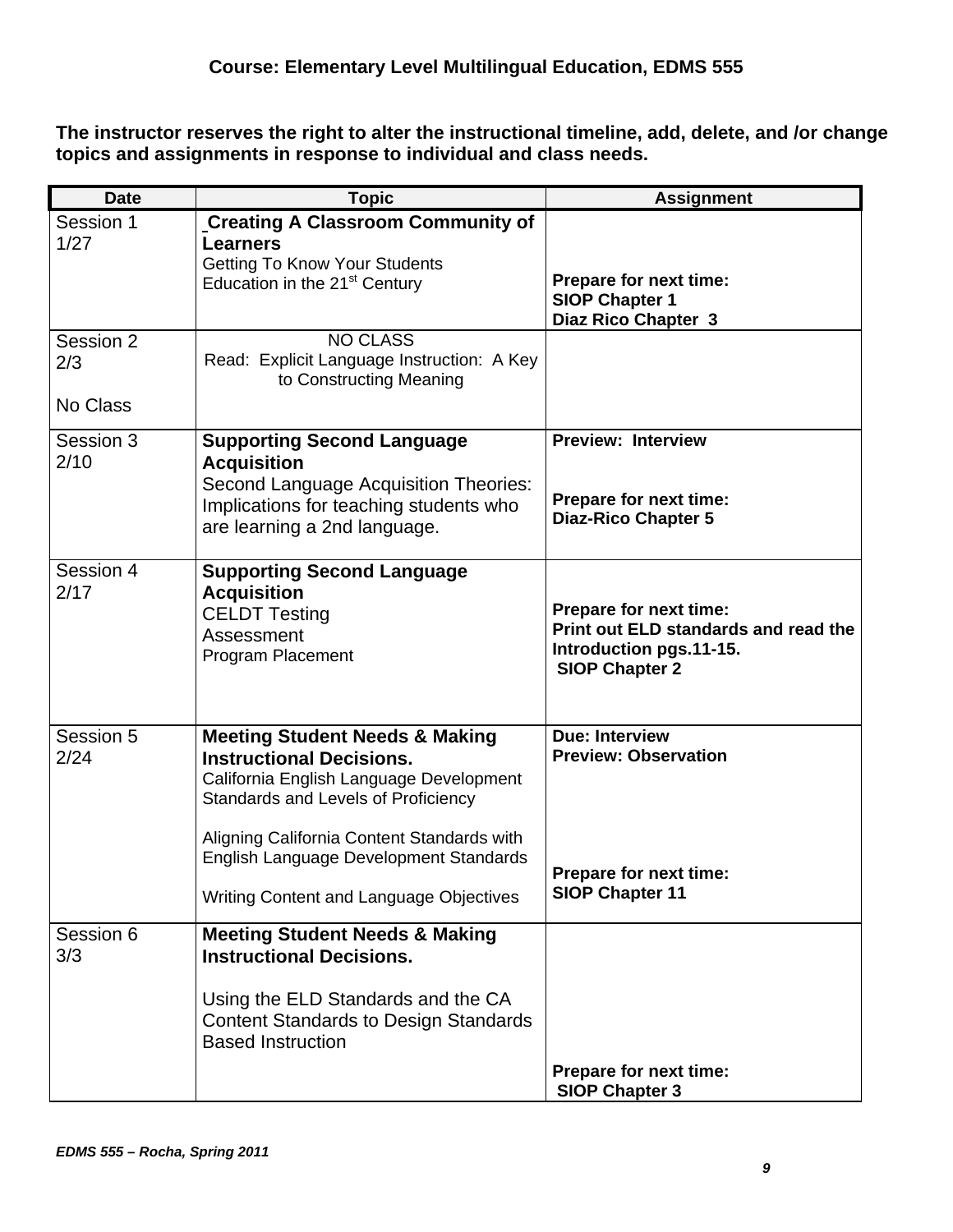### Course: Elementary Level Multilingual Education, EDMS 555

**The instructor reserves the right to alter the instructional timeline, add, delete, and /or change topics and assignments in response to individual and class needs.**

| Date | Topic | Assignment |
|---|---|---|
| Session 1<br>1/27 | **Creating A Classroom Community of Learners**<br>Getting To Know Your Students<br>Education in the 21st Century | **Prepare for next time:**<br>**SIOP Chapter 1**<br>**Diaz Rico Chapter 3** |
| Session 2<br>2/3<br><br>No Class | NO CLASS<br>Read: Explicit Language Instruction: A Key to Constructing Meaning | |
| Session 3<br>2/10 | **Supporting Second Language Acquisition**<br>Second Language Acquisition Theories: Implications for teaching students who are learning a 2nd language. | **Preview: Interview**<br><br>**Prepare for next time:**<br>**Diaz-Rico Chapter 5** |
| Session 4<br>2/17 | **Supporting Second Language Acquisition**<br>CELDT Testing<br>Assessment<br>Program Placement | **Prepare for next time:**<br>**Print out ELD standards and read the Introduction pgs.11-15.**<br>**SIOP Chapter 2** |
| Session 5<br>2/24 | **Meeting Student Needs & Making Instructional Decisions.**<br>California English Language Development Standards and Levels of Proficiency<br><br>Aligning California Content Standards with English Language Development Standards<br><br>Writing Content and Language Objectives | **Due: Interview**<br>**Preview: Observation**<br><br>**Prepare for next time:**<br>**SIOP Chapter 11** |
| Session 6<br>3/3 | **Meeting Student Needs & Making Instructional Decisions.**<br><br>Using the ELD Standards and the CA Content Standards to Design Standards Based Instruction | **Prepare for next time:**<br>**SIOP Chapter 3** |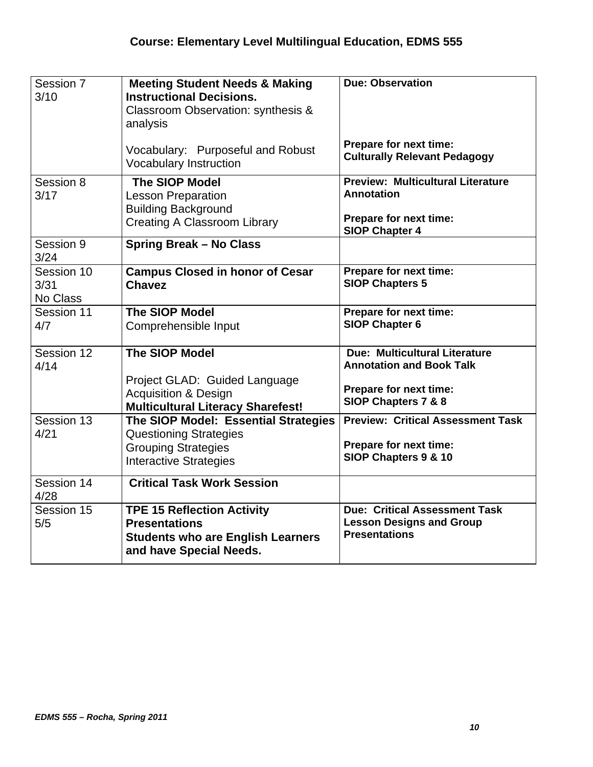**Course: Elementary Level Multilingual Education, EDMS 555**

| | | |
|---|---|---|
| Session 7<br>3/10 | **Meeting Student Needs & Making Instructional Decisions.**<br>Classroom Observation: synthesis & analysis<br><br>Vocabulary: Purposeful and Robust Vocabulary Instruction | **Due: Observation**<br><br>**Prepare for next time:**<br>**Culturally Relevant Pedagogy** |
| Session 8<br>3/17 | **The SIOP Model**<br>Lesson Preparation<br>Building Background<br>Creating A Classroom Library | **Preview: Multicultural Literature Annotation**<br><br>**Prepare for next time:**<br>**SIOP Chapter 4** |
| Session 9<br>3/24 | **Spring Break – No Class** | |
| Session 10<br>3/31<br>No Class | **Campus Closed in honor of Cesar Chavez** | **Prepare for next time:**<br>**SIOP Chapters 5** |
| Session 11<br>4/7 | **The SIOP Model**<br>Comprehensible Input | **Prepare for next time:**<br>**SIOP Chapter 6** |
| Session 12<br>4/14 | **The SIOP Model**<br><br>Project GLAD: Guided Language Acquisition & Design<br>**Multicultural Literacy Sharefest!** | **Due: Multicultural Literature Annotation and Book Talk**<br><br>**Prepare for next time:**<br>**SIOP Chapters 7 & 8** |
| Session 13<br>4/21 | **The SIOP Model: Essential Strategies**<br>Questioning Strategies<br>Grouping Strategies<br>Interactive Strategies | **Preview: Critical Assessment Task**<br><br>**Prepare for next time:**<br>**SIOP Chapters 9 & 10** |
| Session 14<br>4/28 | **Critical Task Work Session** | |
| Session 15<br>5/5 | **TPE 15 Reflection Activity Presentations**<br>**Students who are English Learners and have Special Needs.** | **Due: Critical Assessment Task Lesson Designs and Group Presentations** |